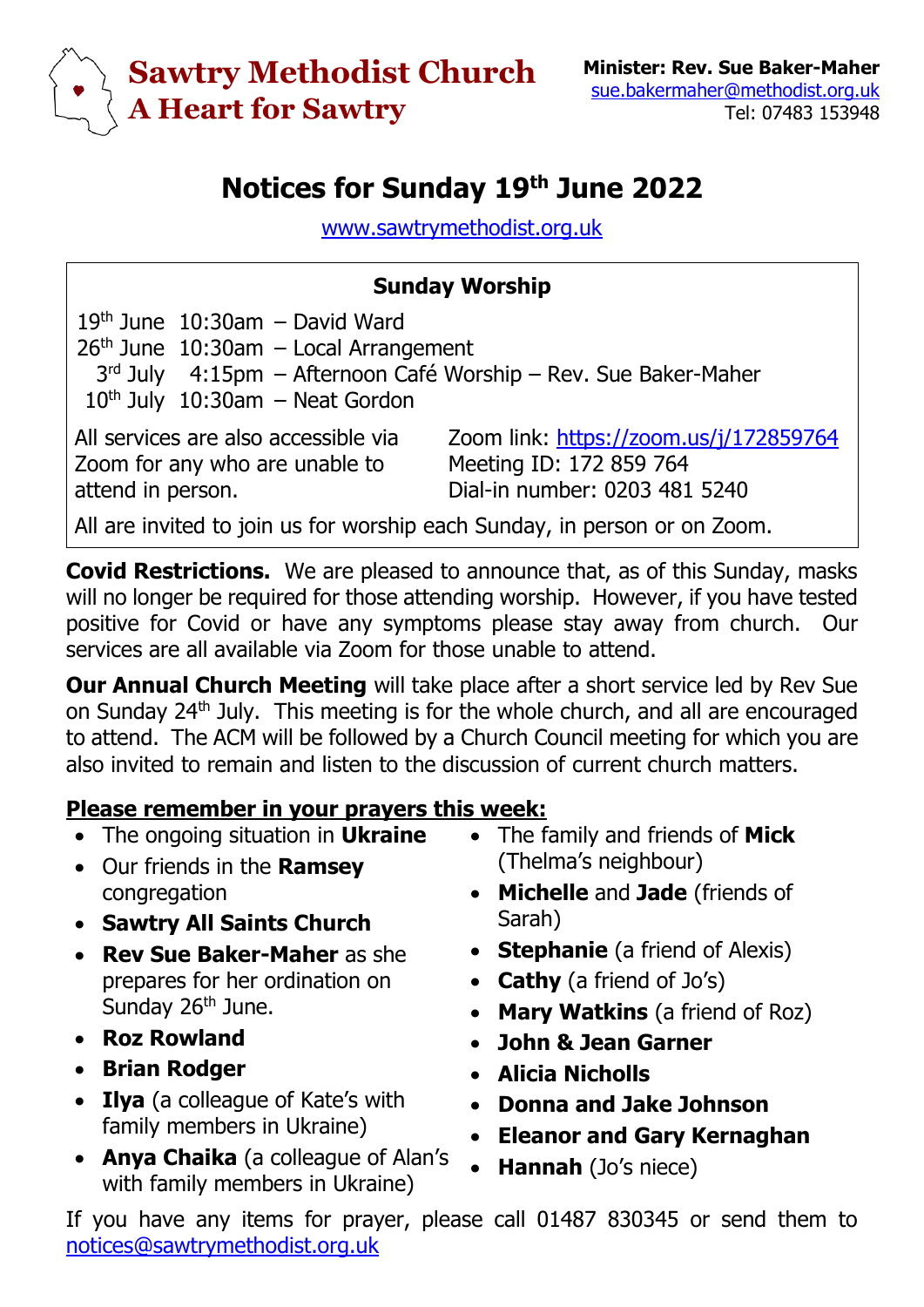# Sawtry Methodist Church
## A Heart for Sawtry

**Minister: Rev. Sue Baker-Maher**
sue.bakermaher@methodist.org.uk
Tel: 07483 153948

# Notices for Sunday 19th June 2022

www.sawtrymethodist.org.uk

**Sunday Worship**

19th June 10:30am – David Ward
26th June 10:30am – Local Arrangement
3rd July 4:15pm – Afternoon Café Worship – Rev. Sue Baker-Maher
10th July 10:30am – Neat Gordon

All services are also accessible via Zoom for any who are unable to attend in person.

Zoom link: https://zoom.us/j/172859764
Meeting ID: 172 859 764
Dial-in number: 0203 481 5240

All are invited to join us for worship each Sunday, in person or on Zoom.

**Covid Restrictions.** We are pleased to announce that, as of this Sunday, masks will no longer be required for those attending worship. However, if you have tested positive for Covid or have any symptoms please stay away from church. Our services are all available via Zoom for those unable to attend.

**Our Annual Church Meeting** will take place after a short service led by Rev Sue on Sunday 24th July. This meeting is for the whole church, and all are encouraged to attend. The ACM will be followed by a Church Council meeting for which you are also invited to remain and listen to the discussion of current church matters.

**Please remember in your prayers this week:**

- The ongoing situation in **Ukraine**
- Our friends in the **Ramsey** congregation
- **Sawtry All Saints Church**
- **Rev Sue Baker-Maher** as she prepares for her ordination on Sunday 26th June.
- **Roz Rowland**
- **Brian Rodger**
- **Ilya** (a colleague of Kate's with family members in Ukraine)
- **Anya Chaika** (a colleague of Alan's with family members in Ukraine)
- The family and friends of **Mick** (Thelma's neighbour)
- **Michelle** and **Jade** (friends of Sarah)
- **Stephanie** (a friend of Alexis)
- **Cathy** (a friend of Jo's)
- **Mary Watkins** (a friend of Roz)
- **John & Jean Garner**
- **Alicia Nicholls**
- **Donna and Jake Johnson**
- **Eleanor and Gary Kernaghan**
- **Hannah** (Jo's niece)

If you have any items for prayer, please call 01487 830345 or send them to notices@sawtrymethodist.org.uk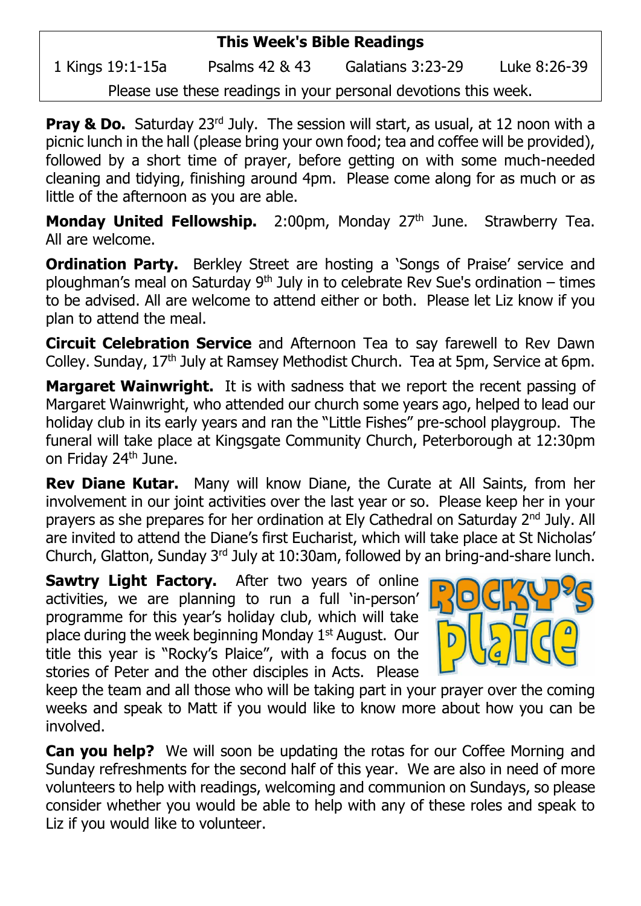## This Week's Bible Readings

1 Kings 19:1-15a    Psalms 42 & 43    Galatians 3:23-29    Luke 8:26-39

Please use these readings in your personal devotions this week.

**Pray & Do.** Saturday 23rd July. The session will start, as usual, at 12 noon with a picnic lunch in the hall (please bring your own food; tea and coffee will be provided), followed by a short time of prayer, before getting on with some much-needed cleaning and tidying, finishing around 4pm. Please come along for as much or as little of the afternoon as you are able.

**Monday United Fellowship.** 2:00pm, Monday 27th June. Strawberry Tea. All are welcome.

**Ordination Party.** Berkley Street are hosting a 'Songs of Praise' service and ploughman's meal on Saturday 9th July in to celebrate Rev Sue's ordination – times to be advised. All are welcome to attend either or both. Please let Liz know if you plan to attend the meal.

**Circuit Celebration Service** and Afternoon Tea to say farewell to Rev Dawn Colley. Sunday, 17th July at Ramsey Methodist Church. Tea at 5pm, Service at 6pm.

**Margaret Wainwright.** It is with sadness that we report the recent passing of Margaret Wainwright, who attended our church some years ago, helped to lead our holiday club in its early years and ran the "Little Fishes" pre-school playgroup. The funeral will take place at Kingsgate Community Church, Peterborough at 12:30pm on Friday 24th June.

**Rev Diane Kutar.** Many will know Diane, the Curate at All Saints, from her involvement in our joint activities over the last year or so. Please keep her in your prayers as she prepares for her ordination at Ely Cathedral on Saturday 2nd July. All are invited to attend the Diane's first Eucharist, which will take place at St Nicholas' Church, Glatton, Sunday 3rd July at 10:30am, followed by an bring-and-share lunch.

**Sawtry Light Factory.** After two years of online activities, we are planning to run a full 'in-person' programme for this year's holiday club, which will take place during the week beginning Monday 1st August. Our title this year is "Rocky's Plaice", with a focus on the stories of Peter and the other disciples in Acts. Please keep the team and all those who will be taking part in your prayer over the coming weeks and speak to Matt if you would like to know more about how you can be involved.

ROCKY'S plaice

**Can you help?** We will soon be updating the rotas for our Coffee Morning and Sunday refreshments for the second half of this year. We are also in need of more volunteers to help with readings, welcoming and communion on Sundays, so please consider whether you would be able to help with any of these roles and speak to Liz if you would like to volunteer.